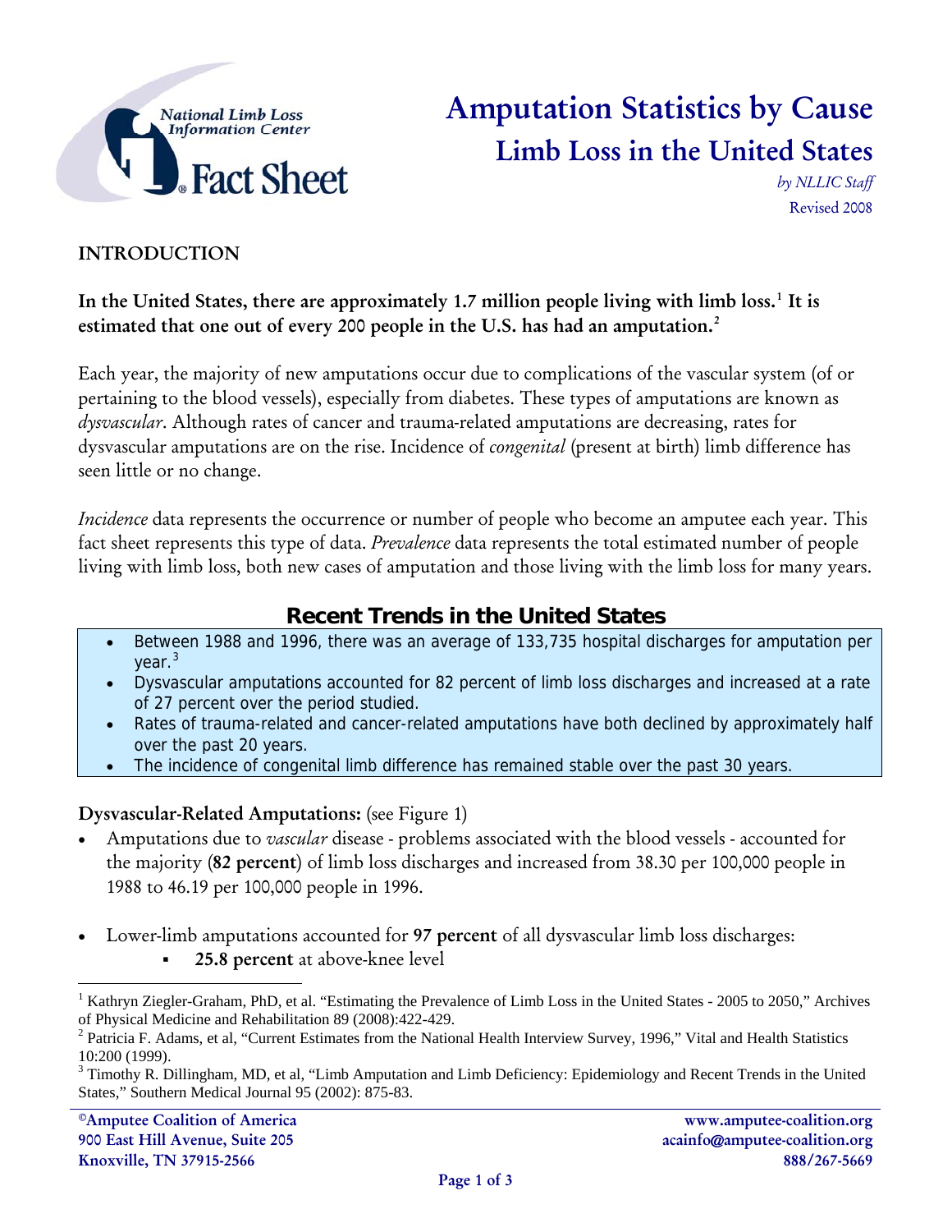National Limb Loss Information Center Fact Sheet

# Amputation Statistics by Cause

## Limb Loss in the United States

*by NLLIC Staff*
Revised 2008

### INTRODUCTION

**In the United States, there are approximately 1.7 million people living with limb loss.[1] It is estimated that one out of every 200 people in the U.S. has had an amputation.[2]**

Each year, the majority of new amputations occur due to complications of the vascular system (of or pertaining to the blood vessels), especially from diabetes. These types of amputations are known as *dysvascular*. Although rates of cancer and trauma-related amputations are decreasing, rates for dysvascular amputations are on the rise. Incidence of *congenital* (present at birth) limb difference has seen little or no change.

*Incidence* data represents the occurrence or number of people who become an amputee each year. This fact sheet represents this type of data. *Prevalence* data represents the total estimated number of people living with limb loss, both new cases of amputation and those living with the limb loss for many years.

### Recent Trends in the United States

- Between 1988 and 1996, there was an average of 133,735 hospital discharges for amputation per year.[3]
- Dysvascular amputations accounted for 82 percent of limb loss discharges and increased at a rate of 27 percent over the period studied.
- Rates of trauma-related and cancer-related amputations have both declined by approximately half over the past 20 years.
- The incidence of congenital limb difference has remained stable over the past 30 years.

**Dysvascular-Related Amputations:** (see Figure 1)

- Amputations due to *vascular* disease - problems associated with the blood vessels - accounted for the majority (**82 percent**) of limb loss discharges and increased from 38.30 per 100,000 people in 1988 to 46.19 per 100,000 people in 1996.
- Lower-limb amputations accounted for **97 percent** of all dysvascular limb loss discharges:
  - **25.8 percent** at above-knee level

[1] Kathryn Ziegler-Graham, PhD, et al. "Estimating the Prevalence of Limb Loss in the United States - 2005 to 2050," Archives of Physical Medicine and Rehabilitation 89 (2008):422-429.

[2] Patricia F. Adams, et al, "Current Estimates from the National Health Interview Survey, 1996," Vital and Health Statistics 10:200 (1999).

[3] Timothy R. Dillingham, MD, et al, "Limb Amputation and Limb Deficiency: Epidemiology and Recent Trends in the United States," Southern Medical Journal 95 (2002): 875-83.

©Amputee Coalition of America
900 East Hill Avenue, Suite 205
Knoxville, TN 37915-2566

www.amputee-coalition.org
acainfo@amputee-coalition.org
888/267-5669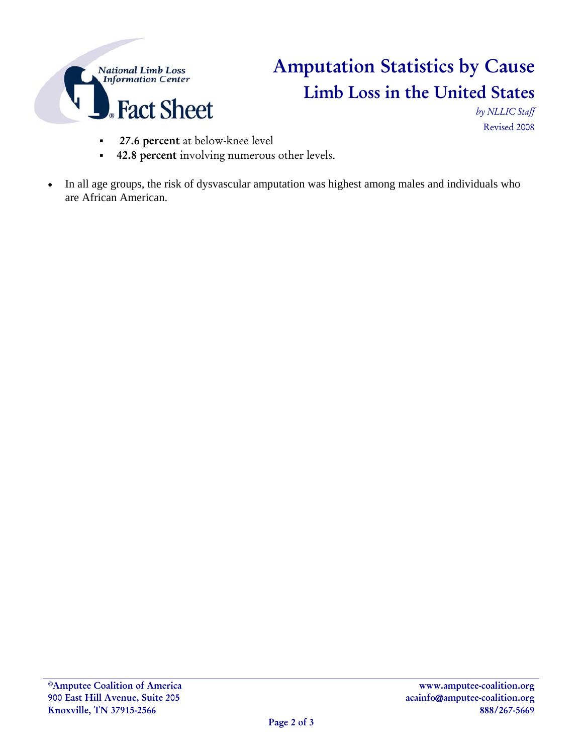- **27.6 percent** at below-knee level
  - **42.8 percent** involving numerous other levels.

- In all age groups, the risk of dysvascular amputation was highest among males and individuals who are African American.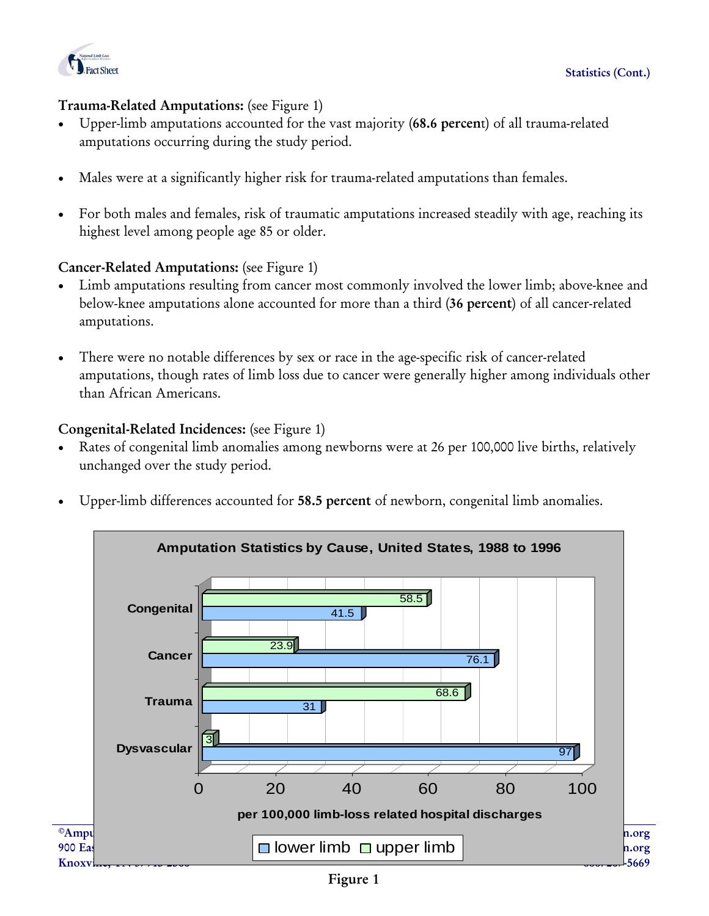**Trauma-Related Amputations:** (see Figure 1)

- Upper-limb amputations accounted for the vast majority (**68.6 percent**) of all trauma-related amputations occurring during the study period.
- Males were at a significantly higher risk for trauma-related amputations than females.
- For both males and females, risk of traumatic amputations increased steadily with age, reaching its highest level among people age 85 or older.

**Cancer-Related Amputations:** (see Figure 1)

- Limb amputations resulting from cancer most commonly involved the lower limb; above-knee and below-knee amputations alone accounted for more than a third (**36 percent**) of all cancer-related amputations.
- There were no notable differences by sex or race in the age-specific risk of cancer-related amputations, though rates of limb loss due to cancer were generally higher among individuals other than African Americans.

**Congenital-Related Incidences:** (see Figure 1)

- Rates of congenital limb anomalies among newborns were at 26 per 100,000 live births, relatively unchanged over the study period.
- Upper-limb differences accounted for **58.5 percent** of newborn, congenital limb anomalies.

Amputation Statistics by Cause, United States, 1988 to 1996

Congenital
58.5
41.5
Cancer
23.9
76.1
Trauma
68.6
31
Dysvascular
3
97

0 20 40 60 80 100

per 100,000 limb-loss related hospital discharges

lower limb
upper limb

Figure 1